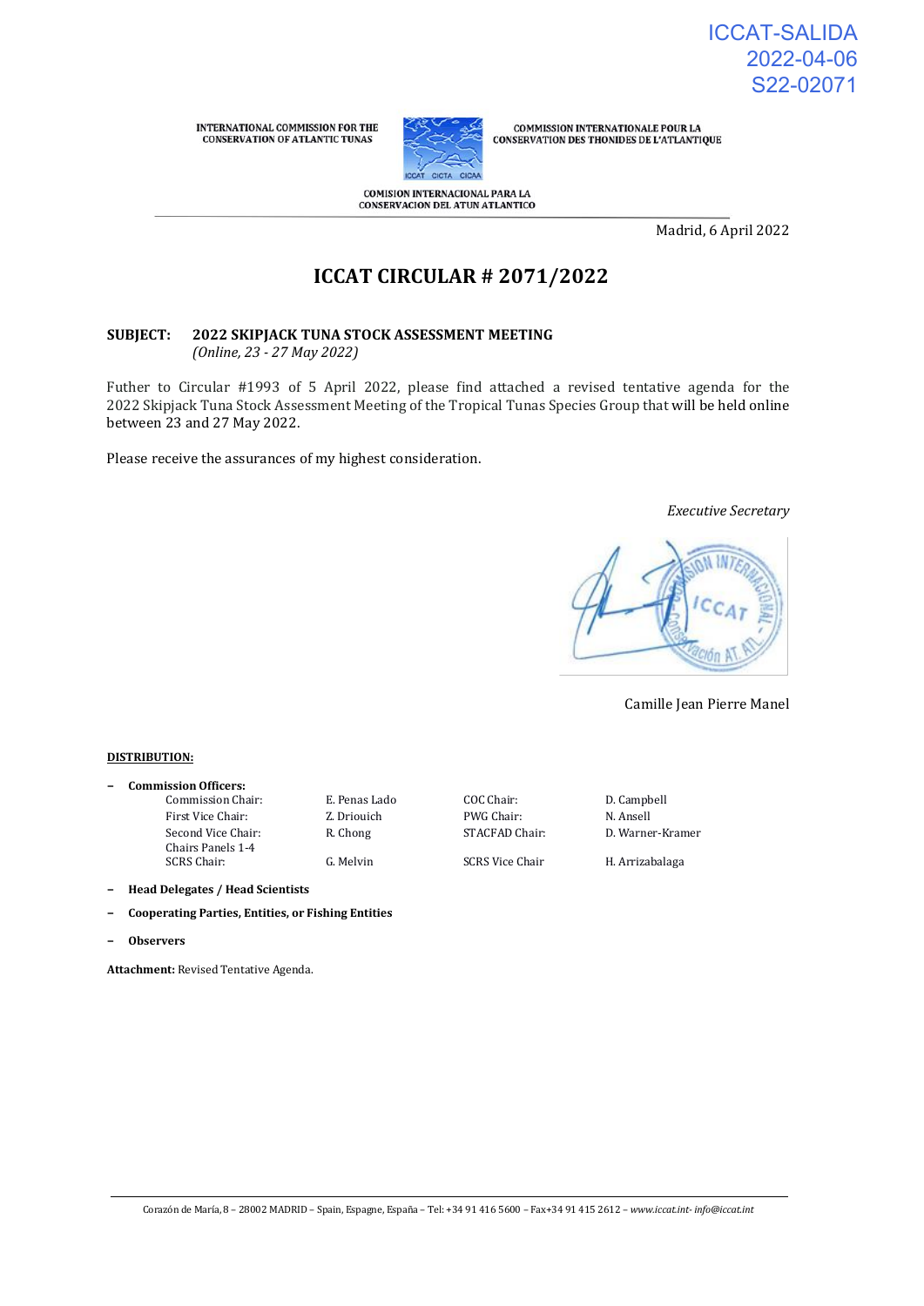ICCAT-SALIDA
2022-04-06
S22-02071

INTERNATIONAL COMMISSION FOR THE CONSERVATION OF ATLANTIC TUNAS

COMMISSION INTERNATIONALE POUR LA CONSERVATION DES THONIDES DE L'ATLANTIQUE

COMISION INTERNACIONAL PARA LA CONSERVACION DEL ATUN ATLANTICO

Madrid, 6 April 2022

# ICCAT CIRCULAR # 2071/2022

**SUBJECT: 2022 SKIPJACK TUNA STOCK ASSESSMENT MEETING**
*(Online, 23 - 27 May 2022)*

Futher to Circular #1993 of 5 April 2022, please find attached a revised tentative agenda for the 2022 Skipjack Tuna Stock Assessment Meeting of the Tropical Tunas Species Group that will be held online between 23 and 27 May 2022.

Please receive the assurances of my highest consideration.

*Executive Secretary*

Camille Jean Pierre Manel

**DISTRIBUTION:**

- **Commission Officers:**

| | | | |
|---|---|---|---|
| Commission Chair: | E. Penas Lado | COC Chair: | D. Campbell |
| First Vice Chair: | Z. Driouich | PWG Chair: | N. Ansell |
| Second Vice Chair: | R. Chong | STACFAD Chair: | D. Warner-Kramer |
| Chairs Panels 1-4 | | | |
| SCRS Chair: | G. Melvin | SCRS Vice Chair | H. Arrizabalaga |

- **Head Delegates / Head Scientists**
- **Cooperating Parties, Entities, or Fishing Entities**
- **Observers**

**Attachment:** Revised Tentative Agenda.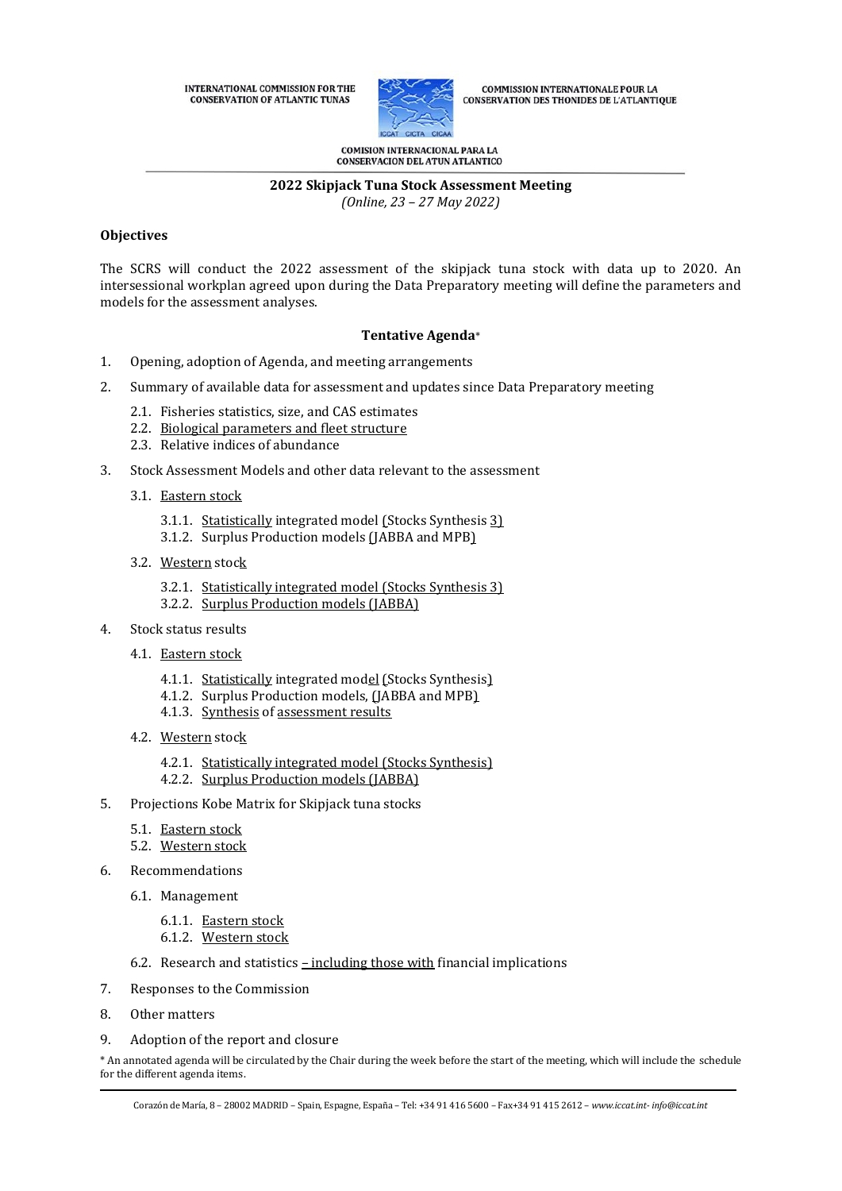INTERNATIONAL COMMISSION FOR THE CONSERVATION OF ATLANTIC TUNAS

COMMISSION INTERNATIONALE POUR LA CONSERVATION DES THONIDES DE L'ATLANTIQUE

COMISION INTERNACIONAL PARA LA CONSERVACION DEL ATUN ATLANTICO

---

**2022 Skipjack Tuna Stock Assessment Meeting**

*(Online, 23 – 27 May 2022)*

**Objectives**

The SCRS will conduct the 2022 assessment of the skipjack tuna stock with data up to 2020. An intersessional workplan agreed upon during the Data Preparatory meeting will define the parameters and models for the assessment analyses.

**Tentative Agenda***

1. Opening, adoption of Agenda, and meeting arrangements
2. Summary of available data for assessment and updates since Data Preparatory meeting
    - 2.1. Fisheries statistics, size, and CAS estimates
    - 2.2. Biological parameters and fleet structure
    - 2.3. Relative indices of abundance
3. Stock Assessment Models and other data relevant to the assessment
    - 3.1. Eastern stock
        - 3.1.1. Statistically integrated model (Stocks Synthesis 3)
        - 3.1.2. Surplus Production models (JABBA and MPB)
    - 3.2. Western stock
        - 3.2.1. Statistically integrated model (Stocks Synthesis 3)
        - 3.2.2. Surplus Production models (JABBA)
4. Stock status results
    - 4.1. Eastern stock
        - 4.1.1. Statistically integrated model (Stocks Synthesis)
        - 4.1.2. Surplus Production models, (JABBA and MPB)
        - 4.1.3. Synthesis of assessment results
    - 4.2. Western stock
        - 4.2.1. Statistically integrated model (Stocks Synthesis)
        - 4.2.2. Surplus Production models (JABBA)
5. Projections Kobe Matrix for Skipjack tuna stocks
    - 5.1. Eastern stock
    - 5.2. Western stock
6. Recommendations
    - 6.1. Management
        - 6.1.1. Eastern stock
        - 6.1.2. Western stock
    - 6.2. Research and statistics – including those with financial implications
7. Responses to the Commission
8. Other matters
9. Adoption of the report and closure

\* An annotated agenda will be circulated by the Chair during the week before the start of the meeting, which will include the schedule for the different agenda items.

Corazón de María, 8 – 28002 MADRID – Spain, Espagne, España – Tel: +34 91 416 5600 – Fax+34 91 415 2612 – *www.iccat.int- info@iccat.int*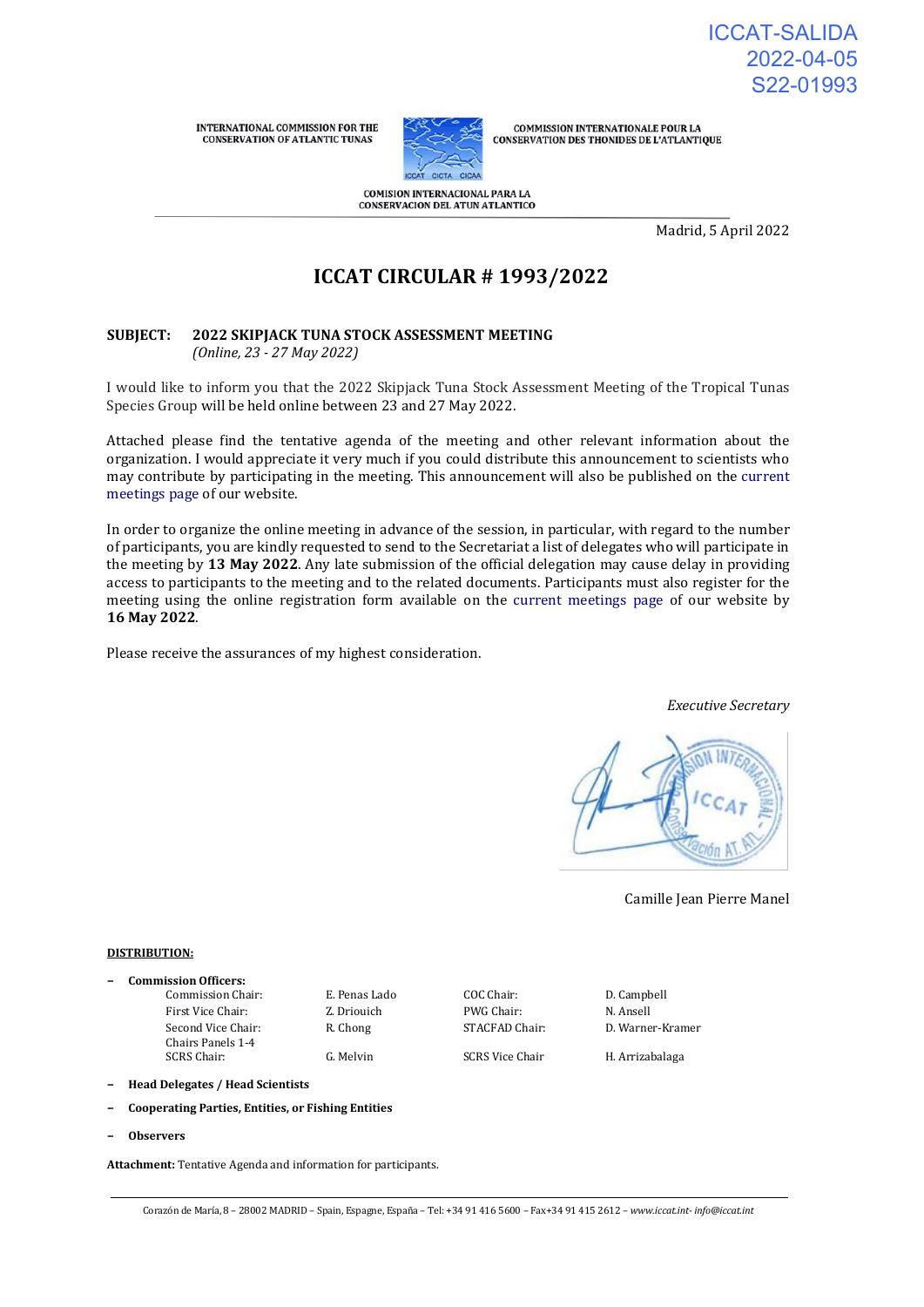ICCAT-SALIDA
2022-04-05
S22-01993

INTERNATIONAL COMMISSION FOR THE CONSERVATION OF ATLANTIC TUNAS

COMMISSION INTERNATIONALE POUR LA CONSERVATION DES THONIDES DE L'ATLANTIQUE

COMISION INTERNACIONAL PARA LA CONSERVACION DEL ATUN ATLANTICO

Madrid, 5 April 2022

# ICCAT CIRCULAR # 1993/2022

**SUBJECT: 2022 SKIPJACK TUNA STOCK ASSESSMENT MEETING**
*(Online, 23 - 27 May 2022)*

I would like to inform you that the 2022 Skipjack Tuna Stock Assessment Meeting of the Tropical Tunas Species Group will be held online between 23 and 27 May 2022.

Attached please find the tentative agenda of the meeting and other relevant information about the organization. I would appreciate it very much if you could distribute this announcement to scientists who may contribute by participating in the meeting. This announcement will also be published on the current meetings page of our website.

In order to organize the online meeting in advance of the session, in particular, with regard to the number of participants, you are kindly requested to send to the Secretariat a list of delegates who will participate in the meeting by **13 May 2022**. Any late submission of the official delegation may cause delay in providing access to participants to the meeting and to the related documents. Participants must also register for the meeting using the online registration form available on the current meetings page of our website by **16 May 2022**.

Please receive the assurances of my highest consideration.

*Executive Secretary*

Camille Jean Pierre Manel

**DISTRIBUTION:**

- **Commission Officers:**

| | | | |
|---|---|---|---|
| Commission Chair: | E. Penas Lado | COC Chair: | D. Campbell |
| First Vice Chair: | Z. Driouich | PWG Chair: | N. Ansell |
| Second Vice Chair: | R. Chong | STACFAD Chair: | D. Warner-Kramer |
| Chairs Panels 1-4 | | | |
| SCRS Chair: | G. Melvin | SCRS Vice Chair | H. Arrizabalaga |

- **Head Delegates / Head Scientists**
- **Cooperating Parties, Entities, or Fishing Entities**
- **Observers**

**Attachment:** Tentative Agenda and information for participants.

Corazón de María, 8 – 28002 MADRID – Spain, Espagne, España – Tel: +34 91 416 5600 – Fax+34 91 415 2612 – *www.iccat.int- info@iccat.int*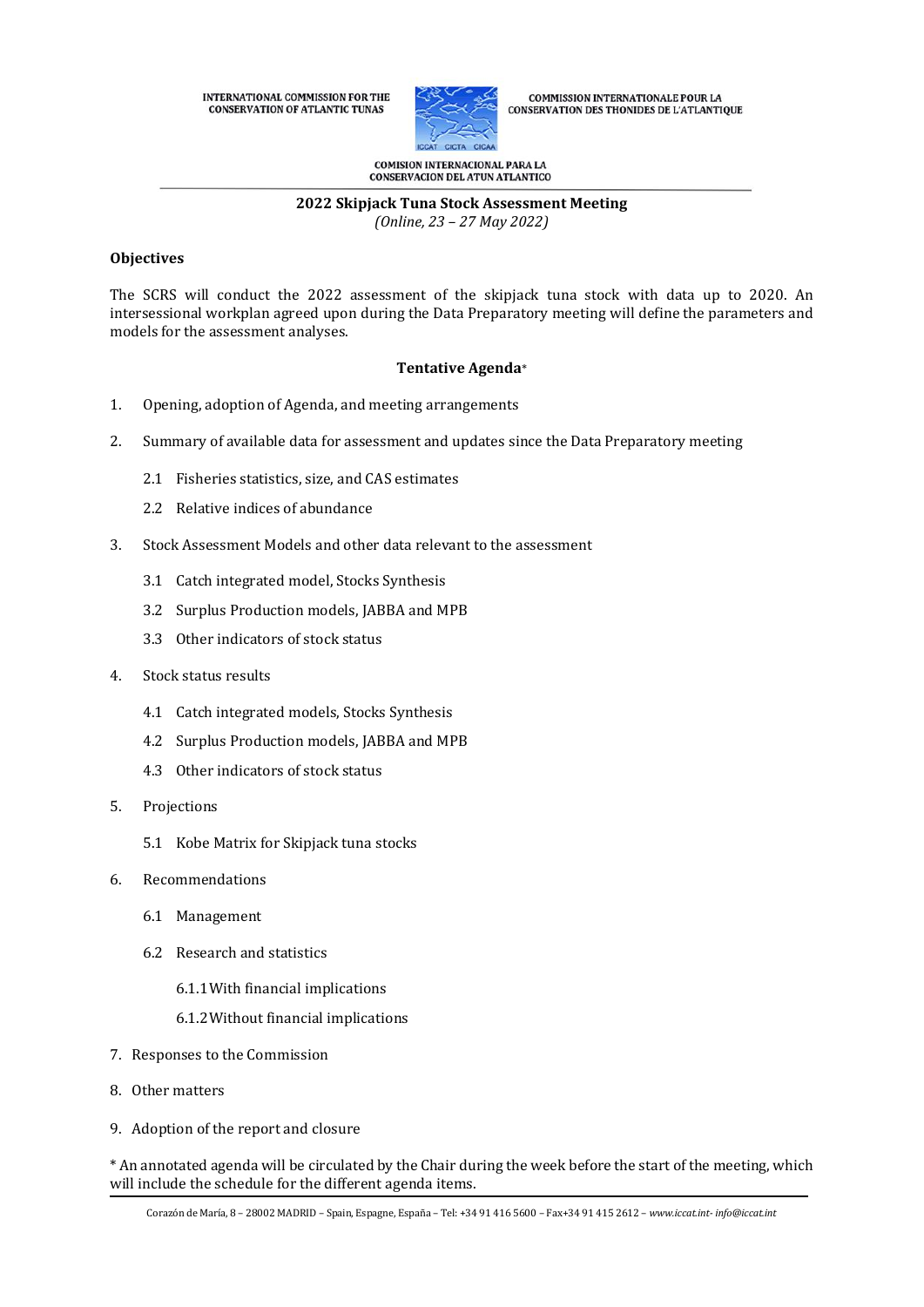INTERNATIONAL COMMISSION FOR THE CONSERVATION OF ATLANTIC TUNAS

COMMISSION INTERNATIONALE POUR LA CONSERVATION DES THONIDES DE L'ATLANTIQUE

COMISION INTERNACIONAL PARA LA CONSERVACION DEL ATUN ATLANTICO

**2022 Skipjack Tuna Stock Assessment Meeting**

*(Online, 23 – 27 May 2022)*

**Objectives**

The SCRS will conduct the 2022 assessment of the skipjack tuna stock with data up to 2020. An intersessional workplan agreed upon during the Data Preparatory meeting will define the parameters and models for the assessment analyses.

**Tentative Agenda***

1. Opening, adoption of Agenda, and meeting arrangements
2. Summary of available data for assessment and updates since the Data Preparatory meeting
   - 2.1 Fisheries statistics, size, and CAS estimates
   - 2.2 Relative indices of abundance
3. Stock Assessment Models and other data relevant to the assessment
   - 3.1 Catch integrated model, Stocks Synthesis
   - 3.2 Surplus Production models, JABBA and MPB
   - 3.3 Other indicators of stock status
4. Stock status results
   - 4.1 Catch integrated models, Stocks Synthesis
   - 4.2 Surplus Production models, JABBA and MPB
   - 4.3 Other indicators of stock status
5. Projections
   - 5.1 Kobe Matrix for Skipjack tuna stocks
6. Recommendations
   - 6.1 Management
   - 6.2 Research and statistics
     - 6.1.1 With financial implications
     - 6.1.2 Without financial implications
7. Responses to the Commission
8. Other matters
9. Adoption of the report and closure

* An annotated agenda will be circulated by the Chair during the week before the start of the meeting, which will include the schedule for the different agenda items.

Corazón de María, 8 – 28002 MADRID – Spain, Espagne, España – Tel: +34 91 416 5600 – Fax+34 91 415 2612 – *www.iccat.int- info@iccat.int*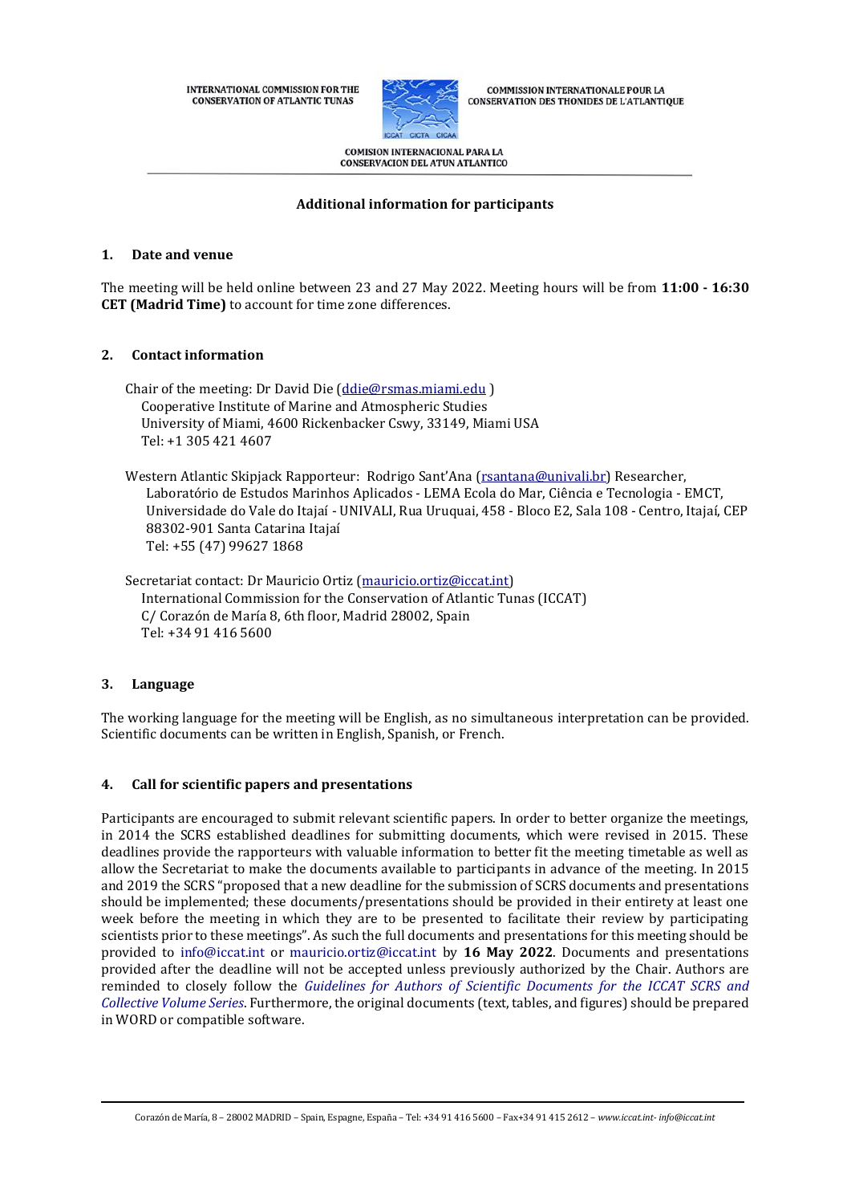INTERNATIONAL COMMISSION FOR THE CONSERVATION OF ATLANTIC TUNAS

COMMISSION INTERNATIONALE POUR LA CONSERVATION DES THONIDES DE L'ATLANTIQUE

COMISION INTERNACIONAL PARA LA CONSERVACION DEL ATUN ATLANTICO

## Additional information for participants

### 1. Date and venue

The meeting will be held online between 23 and 27 May 2022. Meeting hours will be from **11:00 - 16:30 CET (Madrid Time)** to account for time zone differences.

### 2. Contact information

Chair of the meeting: Dr David Die (ddie@rsmas.miami.edu )
Cooperative Institute of Marine and Atmospheric Studies
University of Miami, 4600 Rickenbacker Cswy, 33149, Miami USA
Tel: +1 305 421 4607

Western Atlantic Skipjack Rapporteur: Rodrigo Sant'Ana (rsantana@univali.br) Researcher, Laboratório de Estudos Marinhos Aplicados - LEMA Ecola do Mar, Ciência e Tecnologia - EMCT, Universidade do Vale do Itajaí - UNIVALI, Rua Uruquai, 458 - Bloco E2, Sala 108 - Centro, Itajaí, CEP 88302-901 Santa Catarina Itajaí
Tel: +55 (47) 99627 1868

Secretariat contact: Dr Mauricio Ortiz (mauricio.ortiz@iccat.int)
International Commission for the Conservation of Atlantic Tunas (ICCAT)
C/ Corazón de María 8, 6th floor, Madrid 28002, Spain
Tel: +34 91 416 5600

### 3. Language

The working language for the meeting will be English, as no simultaneous interpretation can be provided. Scientific documents can be written in English, Spanish, or French.

### 4. Call for scientific papers and presentations

Participants are encouraged to submit relevant scientific papers. In order to better organize the meetings, in 2014 the SCRS established deadlines for submitting documents, which were revised in 2015. These deadlines provide the rapporteurs with valuable information to better fit the meeting timetable as well as allow the Secretariat to make the documents available to participants in advance of the meeting. In 2015 and 2019 the SCRS "proposed that a new deadline for the submission of SCRS documents and presentations should be implemented; these documents/presentations should be provided in their entirety at least one week before the meeting in which they are to be presented to facilitate their review by participating scientists prior to these meetings". As such the full documents and presentations for this meeting should be provided to info@iccat.int or mauricio.ortiz@iccat.int by **16 May 2022**. Documents and presentations provided after the deadline will not be accepted unless previously authorized by the Chair. Authors are reminded to closely follow the *Guidelines for Authors of Scientific Documents for the ICCAT SCRS and Collective Volume Series*. Furthermore, the original documents (text, tables, and figures) should be prepared in WORD or compatible software.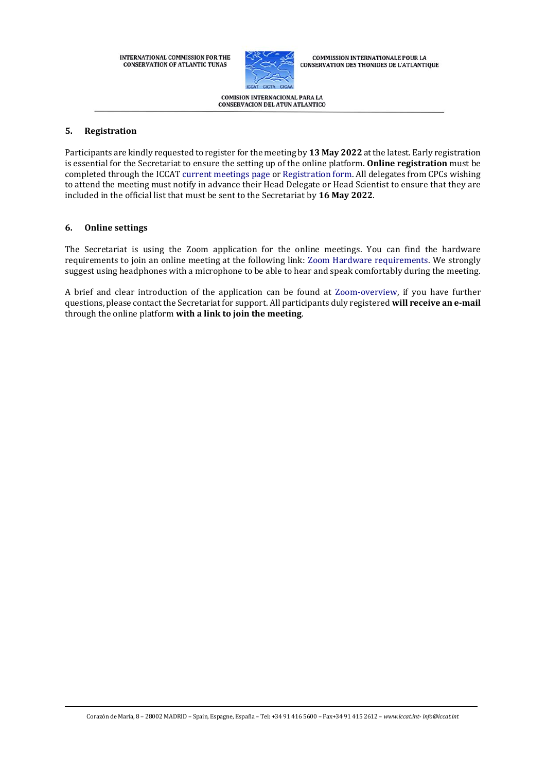## 5. Registration

Participants are kindly requested to register for the meeting by **13 May 2022** at the latest. Early registration is essential for the Secretariat to ensure the setting up of the online platform. **Online registration** must be completed through the ICCAT current meetings page or Registration form. All delegates from CPCs wishing to attend the meeting must notify in advance their Head Delegate or Head Scientist to ensure that they are included in the official list that must be sent to the Secretariat by **16 May 2022**.

## 6. Online settings

The Secretariat is using the Zoom application for the online meetings. You can find the hardware requirements to join an online meeting at the following link: Zoom Hardware requirements. We strongly suggest using headphones with a microphone to be able to hear and speak comfortably during the meeting.

A brief and clear introduction of the application can be found at Zoom-overview, if you have further questions, please contact the Secretariat for support. All participants duly registered **will receive an e-mail** through the online platform **with a link to join the meeting**.